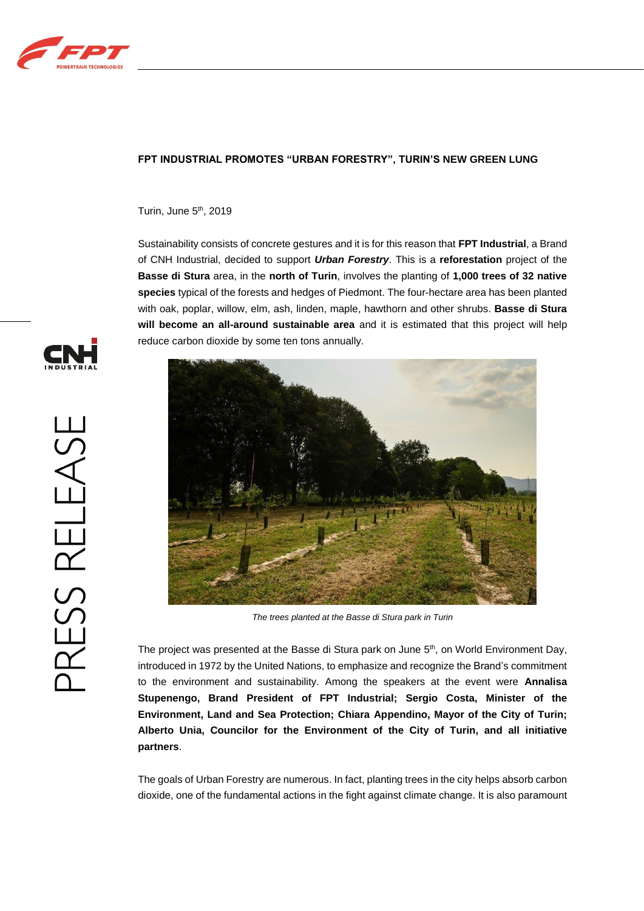# FPT INDUSTRIAL PROMOTES "URBAN FORESTRY", TURIN'S NEW GREEN LUNG

Turin, June 5th, 2019

Sustainability consists of concrete gestures and it is for this reason that **FPT Industrial**, a Brand of CNH Industrial, decided to support ***Urban Forestry***. This is a **reforestation** project of the **Basse di Stura** area, in the **north of Turin**, involves the planting of **1,000 trees of 32 native species** typical of the forests and hedges of Piedmont. The four-hectare area has been planted with oak, poplar, willow, elm, ash, linden, maple, hawthorn and other shrubs. **Basse di Stura will become an all-around sustainable area** and it is estimated that this project will help reduce carbon dioxide by some ten tons annually.

*The trees planted at the Basse di Stura park in Turin*

The project was presented at the Basse di Stura park on June 5th, on World Environment Day, introduced in 1972 by the United Nations, to emphasize and recognize the Brand's commitment to the environment and sustainability. Among the speakers at the event were **Annalisa Stupenengo, Brand President of FPT Industrial; Sergio Costa, Minister of the Environment, Land and Sea Protection; Chiara Appendino, Mayor of the City of Turin; Alberto Unia, Councilor for the Environment of the City of Turin, and all initiative partners**.

The goals of Urban Forestry are numerous. In fact, planting trees in the city helps absorb carbon dioxide, one of the fundamental actions in the fight against climate change. It is also paramount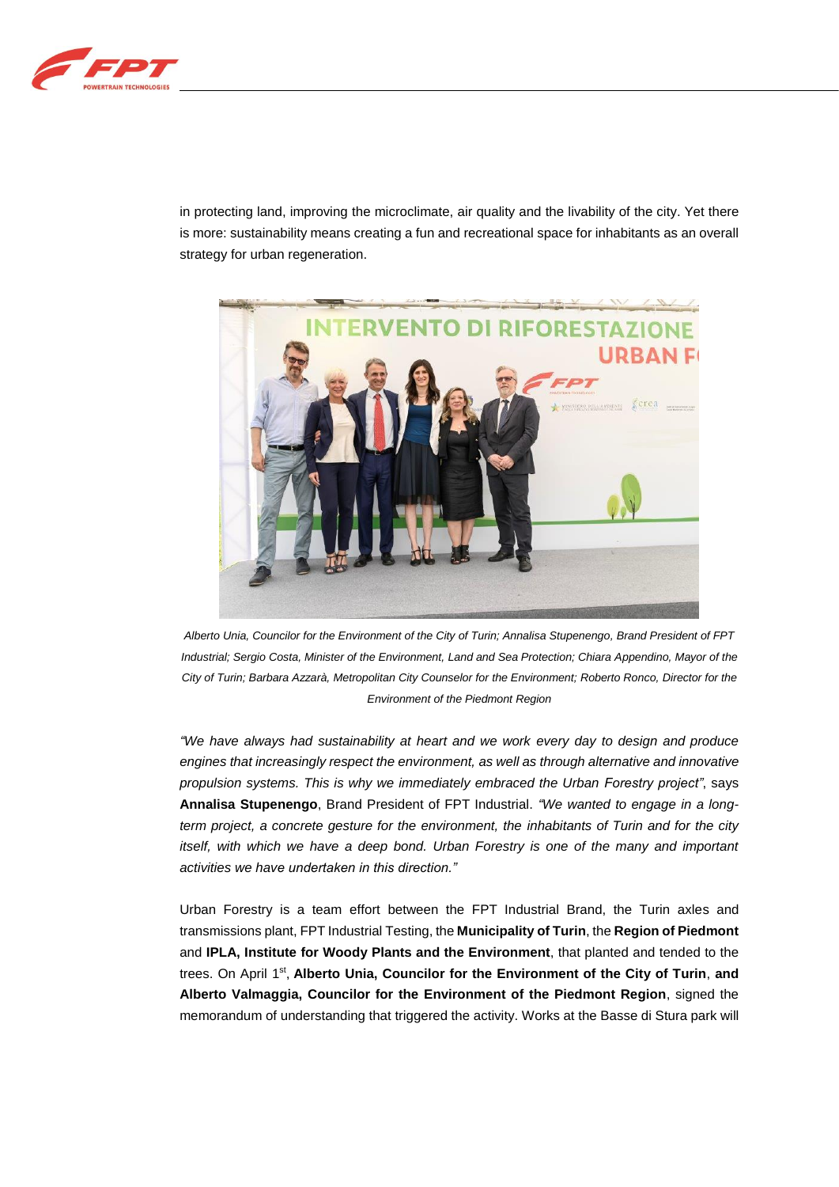in protecting land, improving the microclimate, air quality and the livability of the city. Yet there is more: sustainability means creating a fun and recreational space for inhabitants as an overall strategy for urban regeneration.

*Alberto Unia, Councilor for the Environment of the City of Turin; Annalisa Stupenengo, Brand President of FPT Industrial; Sergio Costa, Minister of the Environment, Land and Sea Protection; Chiara Appendino, Mayor of the City of Turin; Barbara Azzarà, Metropolitan City Counselor for the Environment; Roberto Ronco, Director for the Environment of the Piedmont Region*

*"We have always had sustainability at heart and we work every day to design and produce engines that increasingly respect the environment, as well as through alternative and innovative propulsion systems. This is why we immediately embraced the Urban Forestry project"*, says **Annalisa Stupenengo**, Brand President of FPT Industrial. *"We wanted to engage in a long-term project, a concrete gesture for the environment, the inhabitants of Turin and for the city itself, with which we have a deep bond. Urban Forestry is one of the many and important activities we have undertaken in this direction."*

Urban Forestry is a team effort between the FPT Industrial Brand, the Turin axles and transmissions plant, FPT Industrial Testing, the **Municipality of Turin**, the **Region of Piedmont** and **IPLA, Institute for Woody Plants and the Environment**, that planted and tended to the trees. On April 1st, **Alberto Unia, Councilor for the Environment of the City of Turin**, **and Alberto Valmaggia, Councilor for the Environment of the Piedmont Region**, signed the memorandum of understanding that triggered the activity. Works at the Basse di Stura park will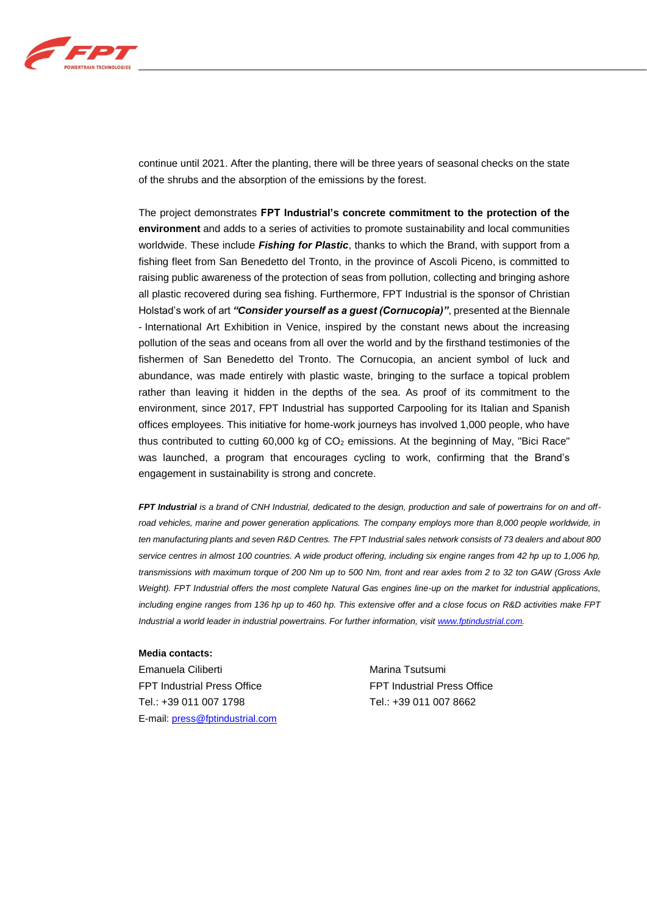continue until 2021. After the planting, there will be three years of seasonal checks on the state of the shrubs and the absorption of the emissions by the forest.

The project demonstrates **FPT Industrial's concrete commitment to the protection of the environment** and adds to a series of activities to promote sustainability and local communities worldwide. These include ***Fishing for Plastic***, thanks to which the Brand, with support from a fishing fleet from San Benedetto del Tronto, in the province of Ascoli Piceno, is committed to raising public awareness of the protection of seas from pollution, collecting and bringing ashore all plastic recovered during sea fishing. Furthermore, FPT Industrial is the sponsor of Christian Holstad's work of art ***"Consider yourself as a guest (Cornucopia)"***, presented at the Biennale - International Art Exhibition in Venice, inspired by the constant news about the increasing pollution of the seas and oceans from all over the world and by the firsthand testimonies of the fishermen of San Benedetto del Tronto. The Cornucopia, an ancient symbol of luck and abundance, was made entirely with plastic waste, bringing to the surface a topical problem rather than leaving it hidden in the depths of the sea. As proof of its commitment to the environment, since 2017, FPT Industrial has supported Carpooling for its Italian and Spanish offices employees. This initiative for home-work journeys has involved 1,000 people, who have thus contributed to cutting 60,000 kg of $CO_2$ emissions. At the beginning of May, "Bici Race" was launched, a program that encourages cycling to work, confirming that the Brand's engagement in sustainability is strong and concrete.

***FPT Industrial** is a brand of CNH Industrial, dedicated to the design, production and sale of powertrains for on and off-road vehicles, marine and power generation applications. The company employs more than 8,000 people worldwide, in ten manufacturing plants and seven R&D Centres. The FPT Industrial sales network consists of 73 dealers and about 800 service centres in almost 100 countries. A wide product offering, including six engine ranges from 42 hp up to 1,006 hp, transmissions with maximum torque of 200 Nm up to 500 Nm, front and rear axles from 2 to 32 ton GAW (Gross Axle Weight). FPT Industrial offers the most complete Natural Gas engines line-up on the market for industrial applications, including engine ranges from 136 hp up to 460 hp. This extensive offer and a close focus on R&D activities make FPT Industrial a world leader in industrial powertrains. For further information, visit [www.fptindustrial.com](http://www.fptindustrial.com).*

**Media contacts:**

Emanuela Ciliberti
FPT Industrial Press Office
Tel.: +39 011 007 1798
E-mail: press@fptindustrial.com

Marina Tsutsumi
FPT Industrial Press Office
Tel.: +39 011 007 8662